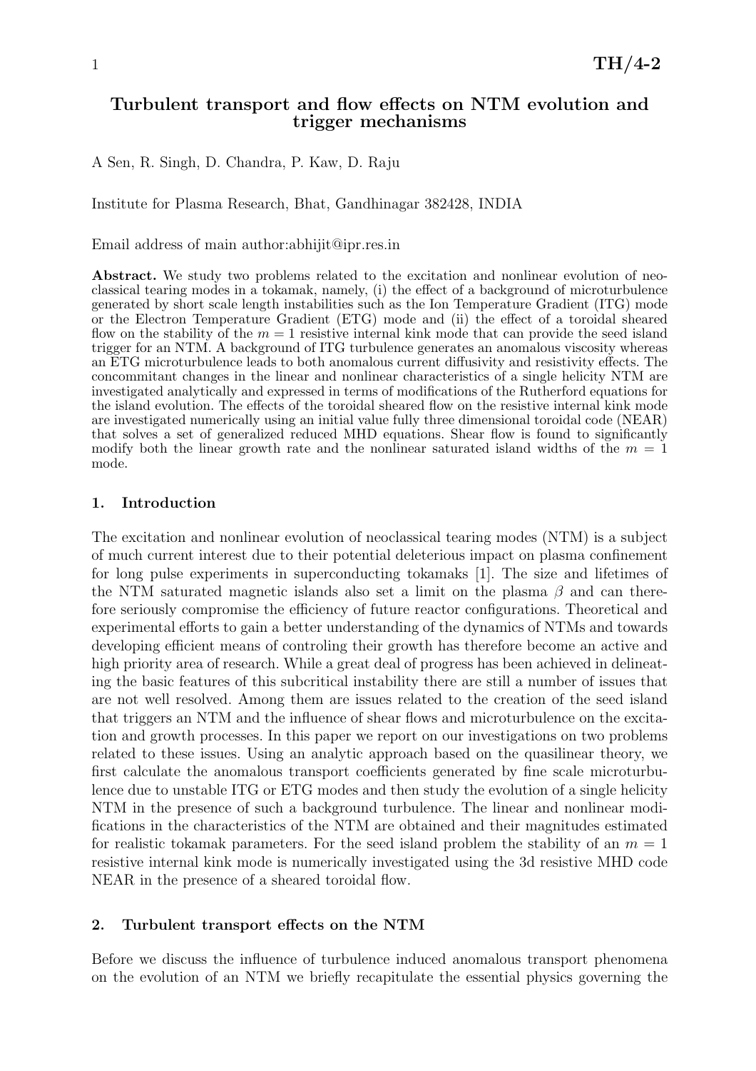# Turbulent transport and flow effects on NTM evolution and trigger mechanisms

A Sen, R. Singh, D. Chandra, P. Kaw, D. Raju

Institute for Plasma Research, Bhat, Gandhinagar 382428, INDIA

Email address of main author:abhijit@ipr.res.in

**Abstract.** We study two problems related to the excitation and nonlinear evolution of neoclassical tearing modes in a tokamak, namely, (i) the effect of a background of microturbulence generated by short scale length instabilities such as the Ion Temperature Gradient (ITG) mode or the Electron Temperature Gradient (ETG) mode and (ii) the effect of a toroidal sheared flow on the stability of the $m = 1$ resistive internal kink mode that can provide the seed island trigger for an NTM. A background of ITG turbulence generates an anomalous viscosity whereas an ETG microturbulence leads to both anomalous current diffusivity and resistivity effects. The concommitant changes in the linear and nonlinear characteristics of a single helicity NTM are investigated analytically and expressed in terms of modifications of the Rutherford equations for the island evolution. The effects of the toroidal sheared flow on the resistive internal kink mode are investigated numerically using an initial value fully three dimensional toroidal code (NEAR) that solves a set of generalized reduced MHD equations. Shear flow is found to significantly modify both the linear growth rate and the nonlinear saturated island widths of the $m = 1$ mode.

## 1. Introduction

The excitation and nonlinear evolution of neoclassical tearing modes (NTM) is a subject of much current interest due to their potential deleterious impact on plasma confinement for long pulse experiments in superconducting tokamaks [1]. The size and lifetimes of the NTM saturated magnetic islands also set a limit on the plasma $\beta$ and can therefore seriously compromise the efficiency of future reactor configurations. Theoretical and experimental efforts to gain a better understanding of the dynamics of NTMs and towards developing efficient means of controling their growth has therefore become an active and high priority area of research. While a great deal of progress has been achieved in delineating the basic features of this subcritical instability there are still a number of issues that are not well resolved. Among them are issues related to the creation of the seed island that triggers an NTM and the influence of shear flows and microturbulence on the excitation and growth processes. In this paper we report on our investigations on two problems related to these issues. Using an analytic approach based on the quasilinear theory, we first calculate the anomalous transport coefficients generated by fine scale microturbulence due to unstable ITG or ETG modes and then study the evolution of a single helicity NTM in the presence of such a background turbulence. The linear and nonlinear modifications in the characteristics of the NTM are obtained and their magnitudes estimated for realistic tokamak parameters. For the seed island problem the stability of an $m = 1$ resistive internal kink mode is numerically investigated using the 3d resistive MHD code NEAR in the presence of a sheared toroidal flow.

## 2. Turbulent transport effects on the NTM

Before we discuss the influence of turbulence induced anomalous transport phenomena on the evolution of an NTM we briefly recapitulate the essential physics governing the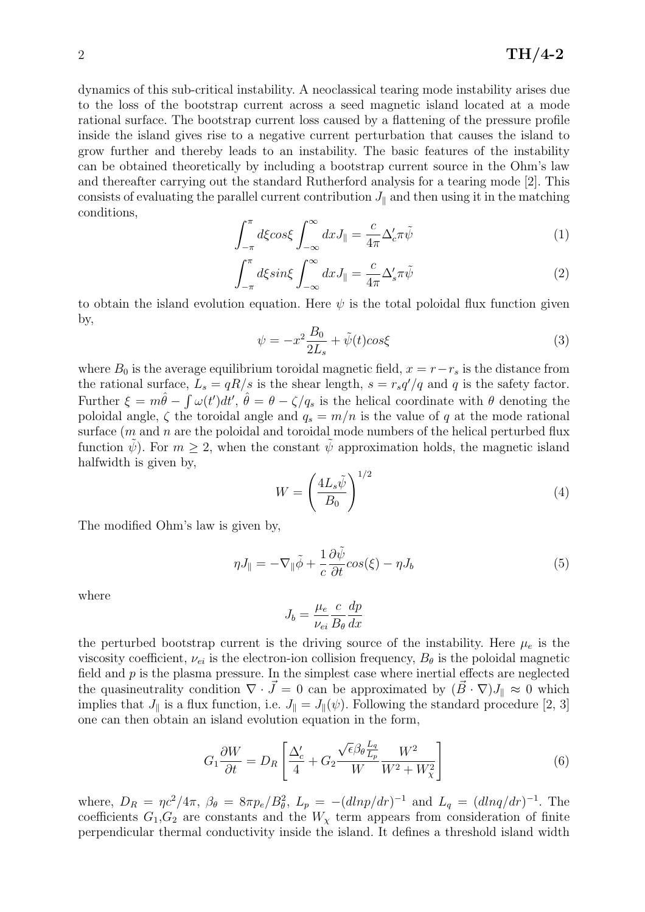dynamics of this sub-critical instability. A neoclassical tearing mode instability arises due to the loss of the bootstrap current across a seed magnetic island located at a mode rational surface. The bootstrap current loss caused by a flattening of the pressure profile inside the island gives rise to a negative current perturbation that causes the island to grow further and thereby leads to an instability. The basic features of the instability can be obtained theoretically by including a bootstrap current source in the Ohm's law and thereafter carrying out the standard Rutherford analysis for a tearing mode [2]. This consists of evaluating the parallel current contribution $J_\parallel$ and then using it in the matching conditions,

$$\int_{-\pi}^{\pi} d\xi cos\xi \int_{-\infty}^{\infty} dx J_\parallel = \frac{c}{4\pi}\Delta_c' \pi\tilde{\psi} \tag{1}$$

$$\int_{-\pi}^{\pi} d\xi sin\xi \int_{-\infty}^{\infty} dx J_\parallel = \frac{c}{4\pi}\Delta_s' \pi\tilde{\psi} \tag{2}$$

to obtain the island evolution equation. Here $\psi$ is the total poloidal flux function given by,

$$\psi = -x^2 \frac{B_0}{2L_s} + \tilde{\psi}(t) cos\xi \tag{3}$$

where $B_0$ is the average equilibrium toroidal magnetic field, $x = r - r_s$ is the distance from the rational surface, $L_s = qR/s$ is the shear length, $s = r_s q'/q$ and $q$ is the safety factor. Further $\xi = m\hat{\theta} - \int \omega(t')dt'$, $\hat{\theta} = \theta - \zeta/q_s$ is the helical coordinate with $\theta$ denoting the poloidal angle, $\zeta$ the toroidal angle and $q_s = m/n$ is the value of $q$ at the mode rational surface ($m$ and $n$ are the poloidal and toroidal mode numbers of the helical perturbed flux function $\tilde{\psi}$). For $m \geq 2$, when the constant $\tilde{\psi}$ approximation holds, the magnetic island halfwidth is given by,

$$W = \left(\frac{4L_s\tilde{\psi}}{B_0}\right)^{1/2} \tag{4}$$

The modified Ohm's law is given by,

$$\eta J_\parallel = -\nabla_\parallel \tilde{\phi} + \frac{1}{c}\frac{\partial \tilde{\psi}}{\partial t} cos(\xi) - \eta J_b \tag{5}$$

where

$$J_b = \frac{\mu_e}{\nu_{ei}} \frac{c}{B_\theta} \frac{dp}{dx}$$

the perturbed bootstrap current is the driving source of the instability. Here $\mu_e$ is the viscosity coefficient, $\nu_{ei}$ is the electron-ion collision frequency, $B_\theta$ is the poloidal magnetic field and $p$ is the plasma pressure. In the simplest case where inertial effects are neglected the quasineutrality condition $\nabla \cdot \vec{J} = 0$ can be approximated by $(\vec{B} \cdot \nabla) J_\parallel \approx 0$ which implies that $J_\parallel$ is a flux function, i.e. $J_\parallel = J_\parallel(\psi)$. Following the standard procedure [2, 3] one can then obtain an island evolution equation in the form,

$$G_1 \frac{\partial W}{\partial t} = D_R \left[\frac{\Delta_c'}{4} + G_2 \frac{\sqrt{\epsilon}\beta_\theta \frac{L_q}{L_p}}{W} \frac{W^2}{W^2 + W_\chi^2}\right] \tag{6}$$

where, $D_R = \eta c^2/4\pi$, $\beta_\theta = 8\pi p_e/B_\theta^2$, $L_p = -(dlnp/dr)^{-1}$ and $L_q = (dlnq/dr)^{-1}$. The coefficients $G_1$,$G_2$ are constants and the $W_\chi$ term appears from consideration of finite perpendicular thermal conductivity inside the island. It defines a threshold island width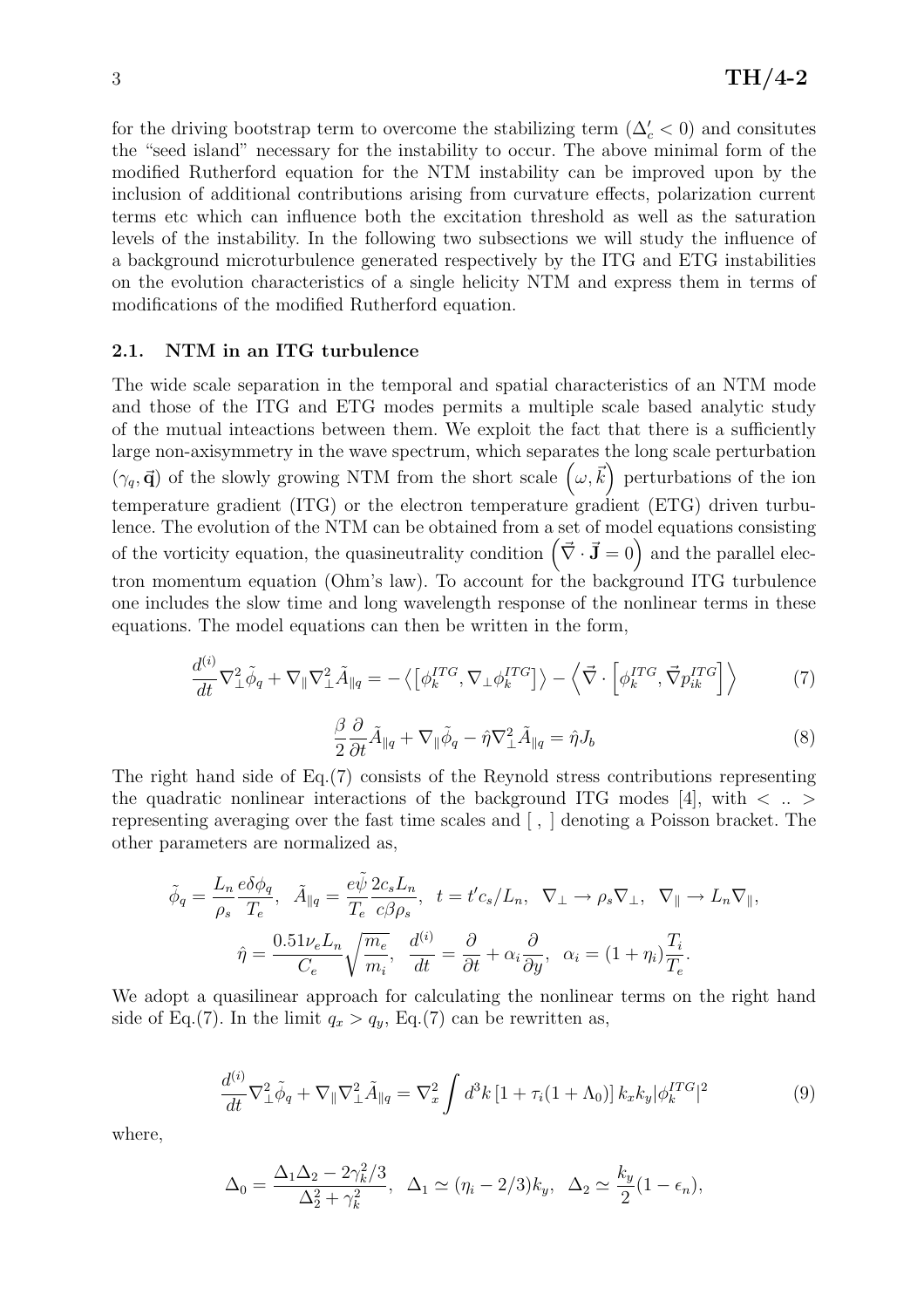for the driving bootstrap term to overcome the stabilizing term ($\Delta_c' < 0$) and consitutes the "seed island" necessary for the instability to occur. The above minimal form of the modified Rutherford equation for the NTM instability can be improved upon by the inclusion of additional contributions arising from curvature effects, polarization current terms etc which can influence both the excitation threshold as well as the saturation levels of the instability. In the following two subsections we will study the influence of a background microturbulence generated respectively by the ITG and ETG instabilities on the evolution characteristics of a single helicity NTM and express them in terms of modifications of the modified Rutherford equation.

### 2.1. NTM in an ITG turbulence

The wide scale separation in the temporal and spatial characteristics of an NTM mode and those of the ITG and ETG modes permits a multiple scale based analytic study of the mutual inteactions between them. We exploit the fact that there is a sufficiently large non-axisymmetry in the wave spectrum, which separates the long scale perturbation $(\gamma_q, \vec{\mathbf{q}})$ of the slowly growing NTM from the short scale $\left(\omega, \vec{k}\right)$ perturbations of the ion temperature gradient (ITG) or the electron temperature gradient (ETG) driven turbulence. The evolution of the NTM can be obtained from a set of model equations consisting of the vorticity equation, the quasineutrality condition $\left(\vec{\nabla} \cdot \vec{\mathbf{J}} = 0\right)$ and the parallel electron momentum equation (Ohm's law). To account for the background ITG turbulence one includes the slow time and long wavelength response of the nonlinear terms in these equations. The model equations can then be written in the form,

$$\frac{d^{(i)}}{dt}\nabla_\perp^2 \tilde{\phi}_q + \nabla_\parallel \nabla_\perp^2 \tilde{A}_{\parallel q} = -\left\langle \left[\phi_k^{ITG}, \nabla_\perp \phi_k^{ITG}\right]\right\rangle - \left\langle \vec{\nabla} \cdot \left[\phi_k^{ITG}, \vec{\nabla} p_{ik}^{ITG}\right]\right\rangle \tag{7}$$

$$\frac{\beta}{2}\frac{\partial}{\partial t}\tilde{A}_{\parallel q} + \nabla_\parallel \tilde{\phi}_q - \hat{\eta}\nabla_\perp^2 \tilde{A}_{\parallel q} = \hat{\eta} J_b \tag{8}$$

The right hand side of Eq.(7) consists of the Reynold stress contributions representing the quadratic nonlinear interactions of the background ITG modes [4], with $< .. >$ representing averaging over the fast time scales and [ , ] denoting a Poisson bracket. The other parameters are normalized as,

$$\tilde{\phi}_q = \frac{L_n}{\rho_s}\frac{e\delta\phi_q}{T_e}, \;\; \tilde{A}_{\parallel q} = \frac{e\tilde{\psi}}{T_e}\frac{2c_s L_n}{c\beta\rho_s}, \;\; t = t' c_s/L_n, \;\; \nabla_\perp \to \rho_s \nabla_\perp, \;\; \nabla_\parallel \to L_n \nabla_\parallel,$$
$$\hat{\eta} = \frac{0.51\nu_e L_n}{C_e}\sqrt{\frac{m_e}{m_i}}, \;\; \frac{d^{(i)}}{dt} = \frac{\partial}{\partial t} + \alpha_i \frac{\partial}{\partial y}, \;\; \alpha_i = (1+\eta_i)\frac{T_i}{T_e}.$$

We adopt a quasilinear approach for calculating the nonlinear terms on the right hand side of Eq.(7). In the limit $q_x > q_y$, Eq.(7) can be rewritten as,

$$\frac{d^{(i)}}{dt}\nabla_\perp^2 \tilde{\phi}_q + \nabla_\parallel \nabla_\perp^2 \tilde{A}_{\parallel q} = \nabla_x^2 \int d^3k \left[1 + \tau_i(1+\Lambda_0)\right] k_x k_y |\phi_k^{ITG}|^2 \tag{9}$$

where,

$$\Delta_0 = \frac{\Delta_1 \Delta_2 - 2\gamma_k^2/3}{\Delta_2^2 + \gamma_k^2}, \;\; \Delta_1 \simeq (\eta_i - 2/3)k_y, \;\; \Delta_2 \simeq \frac{k_y}{2}(1 - \epsilon_n),$$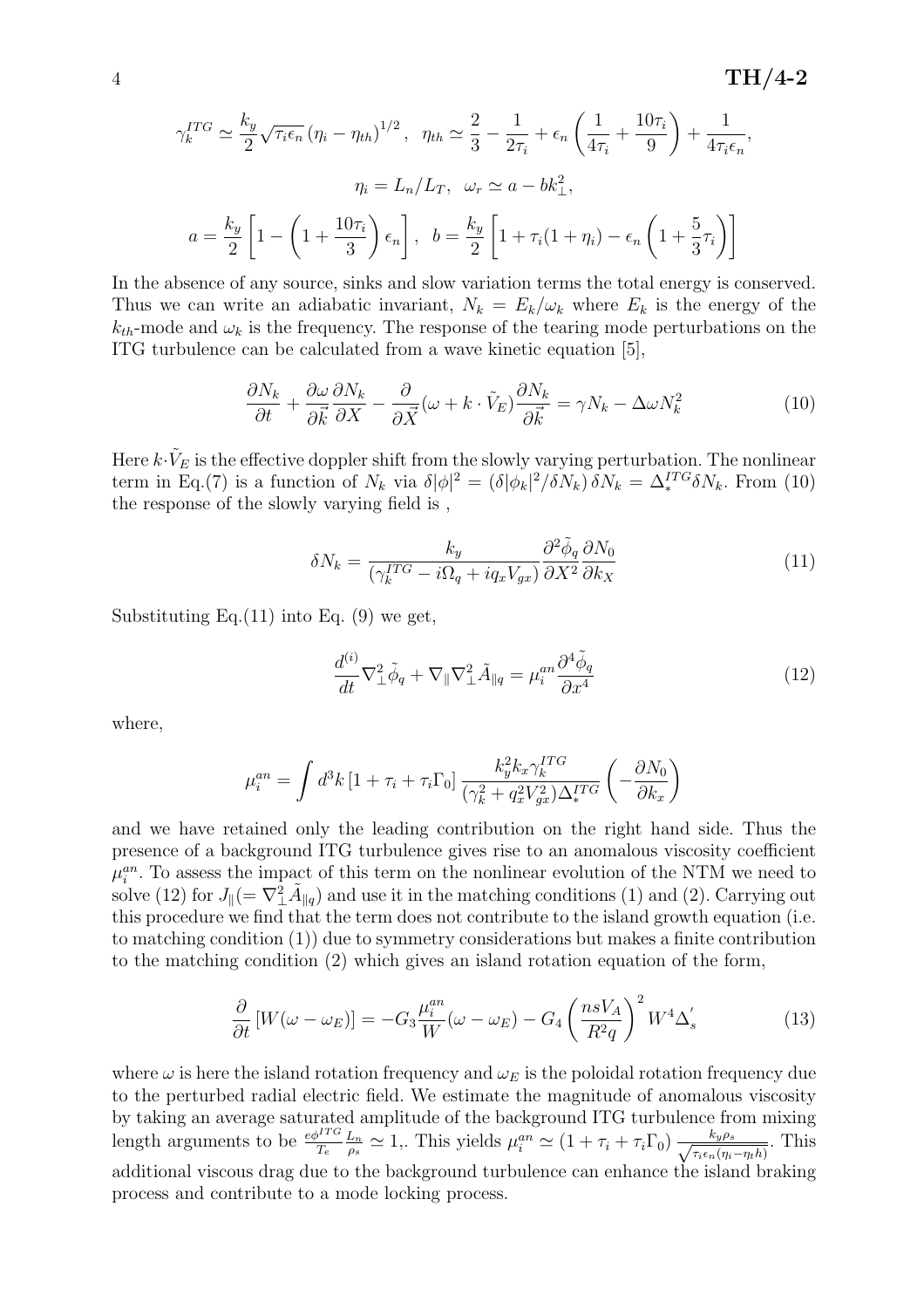$$\gamma_k^{ITG} \simeq \frac{k_y}{2}\sqrt{\tau_i \epsilon_n}\,(\eta_i - \eta_{th})^{1/2}, \;\; \eta_{th} \simeq \frac{2}{3} - \frac{1}{2\tau_i} + \epsilon_n\left(\frac{1}{4\tau_i} + \frac{10\tau_i}{9}\right) + \frac{1}{4\tau_i \epsilon_n},$$

$$\eta_i = L_n/L_T, \;\; \omega_r \simeq a - bk_\perp^2,$$

$$a = \frac{k_y}{2}\left[1 - \left(1 + \frac{10\tau_i}{3}\right)\epsilon_n\right], \;\; b = \frac{k_y}{2}\left[1 + \tau_i(1+\eta_i) - \epsilon_n\left(1 + \frac{5}{3}\tau_i\right)\right]$$

In the absence of any source, sinks and slow variation terms the total energy is conserved. Thus we can write an adiabatic invariant, $N_k = E_k/\omega_k$ where $E_k$ is the energy of the $k_{th}$-mode and $\omega_k$ is the frequency. The response of the tearing mode perturbations on the ITG turbulence can be calculated from a wave kinetic equation [5],

$$\frac{\partial N_k}{\partial t} + \frac{\partial \omega}{\partial \vec{k}}\frac{\partial N_k}{\partial X} - \frac{\partial}{\partial \vec{X}}(\omega + k\cdot\tilde{V}_E)\frac{\partial N_k}{\partial \vec{k}} = \gamma N_k - \Delta\omega N_k^2 \tag{10}$$

Here $k\cdot\tilde{V}_E$ is the effective doppler shift from the slowly varying perturbation. The nonlinear term in Eq.(7) is a function of $N_k$ via $\delta|\phi|^2 = (\delta|\phi_k|^2/\delta N_k)\,\delta N_k = \Delta_*^{ITG}\delta N_k$. From (10) the response of the slowly varying field is ,

$$\delta N_k = \frac{k_y}{(\gamma_k^{ITG} - i\Omega_q + iq_x V_{gx})}\frac{\partial^2\tilde{\phi}_q}{\partial X^2}\frac{\partial N_0}{\partial k_X} \tag{11}$$

Substituting Eq.(11) into Eq. (9) we get,

$$\frac{d^{(i)}}{dt}\nabla_\perp^2\tilde{\phi}_q + \nabla_\parallel\nabla_\perp^2\tilde{A}_{\parallel q} = \mu_i^{an}\frac{\partial^4\tilde{\phi}_q}{\partial x^4} \tag{12}$$

where,

$$\mu_i^{an} = \int d^3k\,[1 + \tau_i + \tau_i\Gamma_0]\,\frac{k_y^2 k_x \gamma_k^{ITG}}{(\gamma_k^2 + q_x^2 V_{gx}^2)\Delta_*^{ITG}}\left(-\frac{\partial N_0}{\partial k_x}\right)$$

and we have retained only the leading contribution on the right hand side. Thus the presence of a background ITG turbulence gives rise to an anomalous viscosity coefficient $\mu_i^{an}$. To assess the impact of this term on the nonlinear evolution of the NTM we need to solve (12) for $J_\parallel (= \nabla_\perp^2\tilde{A}_{\parallel q})$ and use it in the matching conditions (1) and (2). Carrying out this procedure we find that the term does not contribute to the island growth equation (i.e. to matching condition (1)) due to symmetry considerations but makes a finite contribution to the matching condition (2) which gives an island rotation equation of the form,

$$\frac{\partial}{\partial t}\left[W(\omega - \omega_E)\right] = -G_3\frac{\mu_i^{an}}{W}(\omega - \omega_E) - G_4\left(\frac{nsV_A}{R^2 q}\right)^2 W^4\Delta_s^{'} \tag{13}$$

where $\omega$ is here the island rotation frequency and $\omega_E$ is the poloidal rotation frequency due to the perturbed radial electric field. We estimate the magnitude of anomalous viscosity by taking an average saturated amplitude of the background ITG turbulence from mixing length arguments to be $\frac{e\phi^{ITG}}{T_e}\frac{L_n}{\rho_s} \simeq 1$,. This yields $\mu_i^{an} \simeq (1 + \tau_i + \tau_i\Gamma_0)\,\frac{k_y\rho_s}{\sqrt{\tau_i\epsilon_n(\eta_i - \eta_t h)}}$. This additional viscous drag due to the background turbulence can enhance the island braking process and contribute to a mode locking process.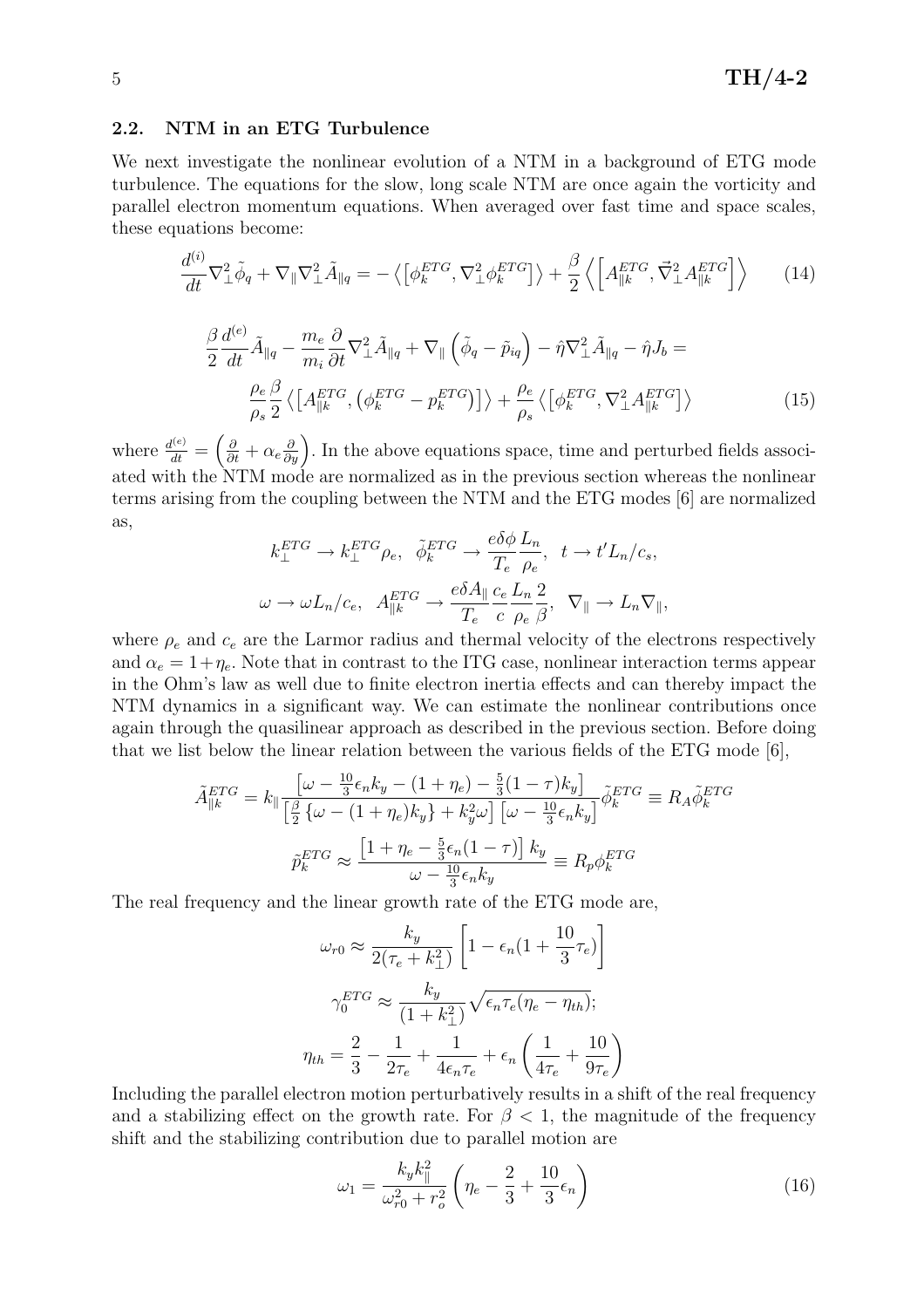### 2.2. NTM in an ETG Turbulence

We next investigate the nonlinear evolution of a NTM in a background of ETG mode turbulence. The equations for the slow, long scale NTM are once again the vorticity and parallel electron momentum equations. When averaged over fast time and space scales, these equations become:

$$\frac{d^{(i)}}{dt}\nabla_\perp^2\tilde{\phi}_q + \nabla_\parallel \nabla_\perp^2 \tilde{A}_{\parallel q} = -\left\langle \left[\phi_k^{ETG}, \nabla_\perp^2 \phi_k^{ETG}\right]\right\rangle + \frac{\beta}{2}\left\langle \left[A_{\parallel k}^{ETG}, \vec{\nabla}_\perp^2 A_{\parallel k}^{ETG}\right]\right\rangle \tag{14}$$

$$\frac{\beta}{2}\frac{d^{(e)}}{dt}\tilde{A}_{\parallel q} - \frac{m_e}{m_i}\frac{\partial}{\partial t}\nabla_\perp^2 \tilde{A}_{\parallel q} + \nabla_\parallel\left(\tilde{\phi}_q - \tilde{p}_{iq}\right) - \hat{\eta}\nabla_\perp^2\tilde{A}_{\parallel q} - \hat{\eta}J_b =$$
$$\frac{\rho_e}{\rho_s}\frac{\beta}{2}\left\langle\left[A_{\parallel k}^{ETG}, \left(\phi_k^{ETG} - p_k^{ETG}\right)\right]\right\rangle + \frac{\rho_e}{\rho_s}\left\langle\left[\phi_k^{ETG}, \nabla_\perp^2 A_{\parallel k}^{ETG}\right]\right\rangle \tag{15}$$

where $\frac{d^{(e)}}{dt} = \left(\frac{\partial}{\partial t} + \alpha_e\frac{\partial}{\partial y}\right)$. In the above equations space, time and perturbed fields associated with the NTM mode are normalized as in the previous section whereas the nonlinear terms arising from the coupling between the NTM and the ETG modes [6] are normalized as,

$$k_\perp^{ETG} \to k_\perp^{ETG}\rho_e, \quad \tilde{\phi}_k^{ETG} \to \frac{e\delta\phi}{T_e}\frac{L_n}{\rho_e}, \quad t \to t' L_n/c_s,$$

$$\omega \to \omega L_n/c_e, \quad A_{\parallel k}^{ETG} \to \frac{e\delta A_\parallel}{T_e}\frac{c_e}{c}\frac{L_n}{\rho_e}\frac{2}{\beta}, \quad \nabla_\parallel \to L_n\nabla_\parallel,$$

where $\rho_e$ and $c_e$ are the Larmor radius and thermal velocity of the electrons respectively and $\alpha_e = 1+\eta_e$. Note that in contrast to the ITG case, nonlinear interaction terms appear in the Ohm's law as well due to finite electron inertia effects and can thereby impact the NTM dynamics in a significant way. We can estimate the nonlinear contributions once again through the quasilinear approach as described in the previous section. Before doing that we list below the linear relation between the various fields of the ETG mode [6],

$$\tilde{A}_{\parallel k}^{ETG} = k_\parallel \frac{\left[\omega - \frac{10}{3}\epsilon_n k_y - (1+\eta_e) - \frac{5}{3}(1-\tau)k_y\right]}{\left[\frac{\beta}{2}\left\{\omega - (1+\eta_e)k_y\right\} + k_y^2\omega\right]\left[\omega - \frac{10}{3}\epsilon_n k_y\right]}\tilde{\phi}_k^{ETG} \equiv R_A\tilde{\phi}_k^{ETG}$$

$$\tilde{p}_k^{ETG} \approx \frac{\left[1+\eta_e - \frac{5}{3}\epsilon_n(1-\tau)\right]k_y}{\omega - \frac{10}{3}\epsilon_n k_y} \equiv R_p\phi_k^{ETG}$$

The real frequency and the linear growth rate of the ETG mode are,

$$\omega_{r0} \approx \frac{k_y}{2(\tau_e + k_\perp^2)}\left[1 - \epsilon_n(1 + \frac{10}{3}\tau_e)\right]$$

$$\gamma_0^{ETG} \approx \frac{k_y}{(1+k_\perp^2)}\sqrt{\epsilon_n\tau_e(\eta_e - \eta_{th})};$$

$$\eta_{th} = \frac{2}{3} - \frac{1}{2\tau_e} + \frac{1}{4\epsilon_n\tau_e} + \epsilon_n\left(\frac{1}{4\tau_e} + \frac{10}{9\tau_e}\right)$$

Including the parallel electron motion perturbatively results in a shift of the real frequency and a stabilizing effect on the growth rate. For $\beta < 1$, the magnitude of the frequency shift and the stabilizing contribution due to parallel motion are

$$\omega_1 = \frac{k_y k_\parallel^2}{\omega_{r0}^2 + r_o^2}\left(\eta_e - \frac{2}{3} + \frac{10}{3}\epsilon_n\right) \tag{16}$$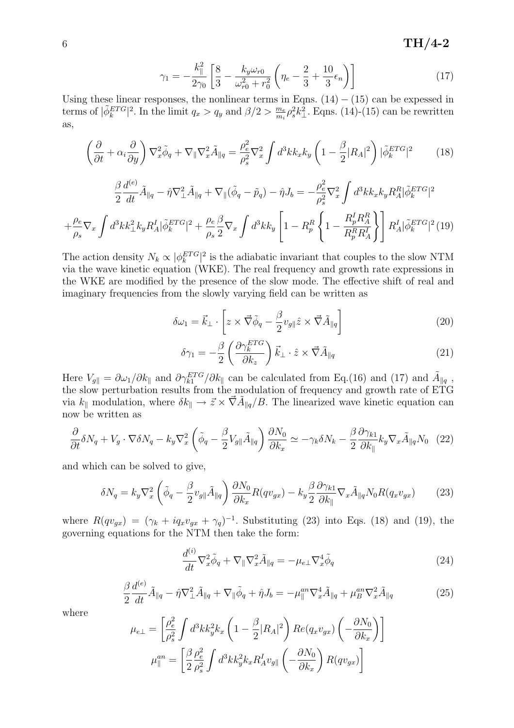$$\gamma_1 = -\frac{k_\parallel^2}{2\gamma_0}\left[\frac{8}{3} - \frac{k_y\omega_{r0}}{\omega_{r0}^2 + r_0^2}\left(\eta_e - \frac{2}{3} + \frac{10}{3}\epsilon_n\right)\right] \tag{17}$$

Using these linear responses, the nonlinear terms in Eqns. (14) − (15) can be expessed in terms of $|\tilde{\phi}_k^{ETG}|^2$. In the limit $q_x > q_y$ and $\beta/2 > \frac{m_e}{m_i}\rho_s^2 k_\perp^2$. Eqns. (14)-(15) can be rewritten as,

$$\left(\frac{\partial}{\partial t} + \alpha_i \frac{\partial}{\partial y}\right)\nabla_x^2\tilde{\phi}_q + \nabla_\parallel \nabla_x^2 \tilde{A}_{\parallel q} = \frac{\rho_e^2}{\rho_s^2}\nabla_x^2 \int d^3k k_x k_y \left(1 - \frac{\beta}{2}|R_A|^2\right)|\tilde{\phi}_k^{ETG}|^2 \tag{18}$$

$$\frac{\beta}{2}\frac{d^{(e)}}{dt}\tilde{A}_{\parallel q} - \hat{\eta}\nabla_\perp^2 \tilde{A}_{\parallel q} + \nabla_\parallel(\tilde{\phi}_q - \tilde{p}_q) - \hat{\eta}J_b = -\frac{\rho_e^2}{\rho_s^2}\nabla_x^2 \int d^3k k_x k_y R_A^R |\tilde{\phi}_k^{ETG}|^2$$

$$+\frac{\rho_e}{\rho_s}\nabla_x \int d^3k k_\perp^2 k_y R_A^I |\tilde{\phi}_k^{ETG}|^2 + \frac{\rho_e}{\rho_s}\frac{\beta}{2}\nabla_x \int d^3k k_y \left[1 - R_p^R\left\{1 - \frac{R_p^I R_A^R}{R_p^R R_A^I}\right\}\right] R_A^I |\tilde{\phi}_k^{ETG}|^2 \tag{19}$$

The action density $N_k \propto |\phi_k^{ETG}|^2$ is the adiabatic invariant that couples to the slow NTM via the wave kinetic equation (WKE). The real frequency and growth rate expressions in the WKE are modified by the presence of the slow mode. The effective shift of real and imaginary frequencies from the slowly varying field can be written as

$$\delta\omega_1 = \vec{k}_\perp \cdot \left[z \times \vec{\nabla}\tilde{\phi}_q - \frac{\beta}{2}v_{g\parallel}\hat{z} \times \vec{\nabla}\tilde{A}_{\parallel q}\right] \tag{20}$$

$$\delta\gamma_1 = -\frac{\beta}{2}\left(\frac{\partial \gamma_k^{ETG}}{\partial k_z}\right)\vec{k}_\perp \cdot \hat{z} \times \vec{\nabla}\tilde{A}_{\parallel q} \tag{21}$$

Here $V_{g\parallel} = \partial\omega_1/\partial k_\parallel$ and $\partial\gamma_{k1}^{ETG}/\partial k_\parallel$ can be calculated from Eq.(16) and (17) and $\tilde{A}_{\parallel q}$ , the slow perturbation results from the modulation of frequency and growth rate of ETG via $k_\parallel$ modulation, where $\delta k_\parallel \to \vec{z} \times \vec{\nabla}\tilde{A}_{\parallel q}/B$. The linearized wave kinetic equation can now be written as

$$\frac{\partial}{\partial t}\delta N_q + V_g \cdot \nabla \delta N_q - k_y \nabla_x^2 \left(\tilde{\phi}_q - \frac{\beta}{2}V_{g\parallel}\tilde{A}_{\parallel q}\right)\frac{\partial N_0}{\partial k_x} \simeq -\gamma_k \delta N_k - \frac{\beta}{2}\frac{\partial \gamma_{k1}}{\partial k_\parallel}k_y \nabla_x \tilde{A}_{\parallel q} N_0 \tag{22}$$

and which can be solved to give,

$$\delta N_q = k_y \nabla_x^2 \left(\tilde{\phi}_q - \frac{\beta}{2}v_{g\parallel}\tilde{A}_{\parallel q}\right)\frac{\partial N_0}{\partial k_x}R(qv_{gx}) - k_y \frac{\beta}{2}\frac{\partial \gamma_{k1}}{\partial k_\parallel}\nabla_x \tilde{A}_{\parallel q} N_0 R(q_x v_{gx}) \tag{23}$$

where $R(qv_{gx}) = (\gamma_k + iq_x v_{gx} + \gamma_q)^{-1}$. Substituting (23) into Eqs. (18) and (19), the governing equations for the NTM then take the form:

$$\frac{d^{(i)}}{dt}\nabla_x^2\tilde{\phi}_q + \nabla_\parallel \nabla_x^2 \tilde{A}_{\parallel q} = -\mu_{e\perp}\nabla_x^4 \tilde{\phi}_q \tag{24}$$

$$\frac{\beta}{2}\frac{d^{(e)}}{dt}\tilde{A}_{\parallel q} - \hat{\eta}\nabla_\perp^2 \tilde{A}_{\parallel q} + \nabla_\parallel \tilde{\phi}_q + \hat{\eta}J_b = -\mu_\parallel^{an}\nabla_x^4 \tilde{A}_{\parallel q} + \mu_B^{an}\nabla_x^2 \tilde{A}_{\parallel q} \tag{25}$$

where

$$\mu_{e\perp} = \left[\frac{\rho_e^2}{\rho_s^2}\int d^3k k_y^2 k_x \left(1 - \frac{\beta}{2}|R_A|^2\right) Re(q_x v_{gx})\left(-\frac{\partial N_0}{\partial k_x}\right)\right]$$

$$\mu_\parallel^{an} = \left[\frac{\beta}{2}\frac{\rho_e^2}{\rho_s^2}\int d^3k k_y^2 k_x R_A^I v_{g\parallel}\left(-\frac{\partial N_0}{\partial k_x}\right)R(qv_{gx})\right]$$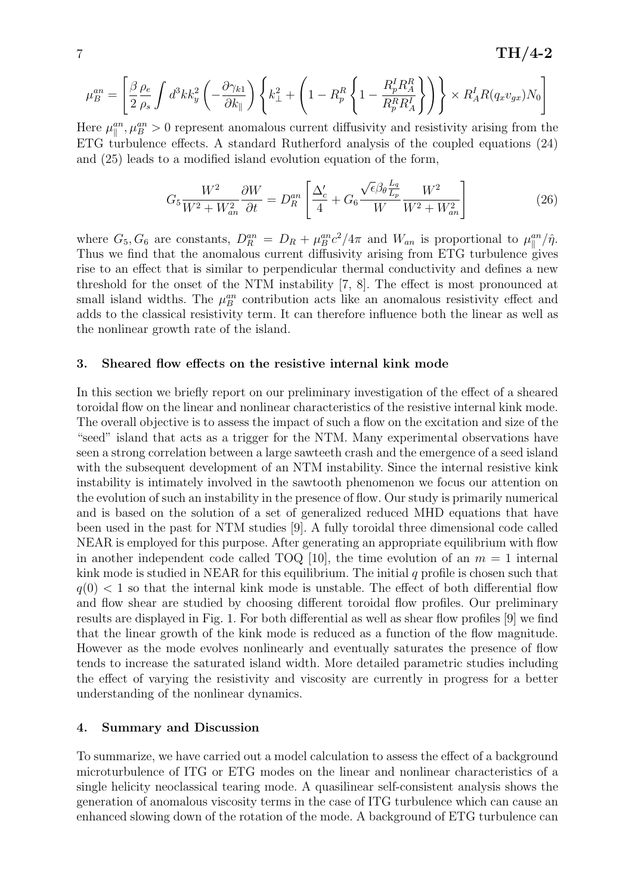$$\mu_B^{an} = \left[ \frac{\beta}{2} \frac{\rho_e}{\rho_s} \int d^3k k_y^2 \left( -\frac{\partial \gamma_{k1}}{\partial k_\parallel} \right) \left\{ k_\perp^2 + \left( 1 - R_p^R \left\{ 1 - \frac{R_p^I R_A^R}{R_p^R R_A^I} \right\} \right) \right\} \times R_A^I R(q_x v_{gx}) N_0 \right]$$

Here $\mu_\parallel^{an}, \mu_B^{an} > 0$ represent anomalous current diffusivity and resistivity arising from the ETG turbulence effects. A standard Rutherford analysis of the coupled equations (24) and (25) leads to a modified island evolution equation of the form,

$$G_5 \frac{W^2}{W^2 + W_{an}^2} \frac{\partial W}{\partial t} = D_R^{an} \left[ \frac{\Delta_c'}{4} + G_6 \frac{\sqrt{\epsilon} \beta_\theta \frac{L_q}{L_p}}{W} \frac{W^2}{W^2 + W_{an}^2} \right] \tag{26}$$

where $G_5, G_6$ are constants, $D_R^{an} = D_R + \mu_B^{an} c^2/4\pi$ and $W_{an}$ is proportional to $\mu_\parallel^{an}/\hat{\eta}$. Thus we find that the anomalous current diffusivity arising from ETG turbulence gives rise to an effect that is similar to perpendicular thermal conductivity and defines a new threshold for the onset of the NTM instability [7, 8]. The effect is most pronounced at small island widths. The $\mu_B^{an}$ contribution acts like an anomalous resistivity effect and adds to the classical resistivity term. It can therefore influence both the linear as well as the nonlinear growth rate of the island.

### 3. Sheared flow effects on the resistive internal kink mode

In this section we briefly report on our preliminary investigation of the effect of a sheared toroidal flow on the linear and nonlinear characteristics of the resistive internal kink mode. The overall objective is to assess the impact of such a flow on the excitation and size of the "seed" island that acts as a trigger for the NTM. Many experimental observations have seen a strong correlation between a large sawteeth crash and the emergence of a seed island with the subsequent development of an NTM instability. Since the internal resistive kink instability is intimately involved in the sawtooth phenomenon we focus our attention on the evolution of such an instability in the presence of flow. Our study is primarily numerical and is based on the solution of a set of generalized reduced MHD equations that have been used in the past for NTM studies [9]. A fully toroidal three dimensional code called NEAR is employed for this purpose. After generating an appropriate equilibrium with flow in another independent code called TOQ [10], the time evolution of an $m = 1$ internal kink mode is studied in NEAR for this equilibrium. The initial $q$ profile is chosen such that $q(0) < 1$ so that the internal kink mode is unstable. The effect of both differential flow and flow shear are studied by choosing different toroidal flow profiles. Our preliminary results are displayed in Fig. 1. For both differential as well as shear flow profiles [9] we find that the linear growth of the kink mode is reduced as a function of the flow magnitude. However as the mode evolves nonlinearly and eventually saturates the presence of flow tends to increase the saturated island width. More detailed parametric studies including the effect of varying the resistivity and viscosity are currently in progress for a better understanding of the nonlinear dynamics.

### 4. Summary and Discussion

To summarize, we have carried out a model calculation to assess the effect of a background microturbulence of ITG or ETG modes on the linear and nonlinear characteristics of a single helicity neoclassical tearing mode. A quasilinear self-consistent analysis shows the generation of anomalous viscosity terms in the case of ITG turbulence which can cause an enhanced slowing down of the rotation of the mode. A background of ETG turbulence can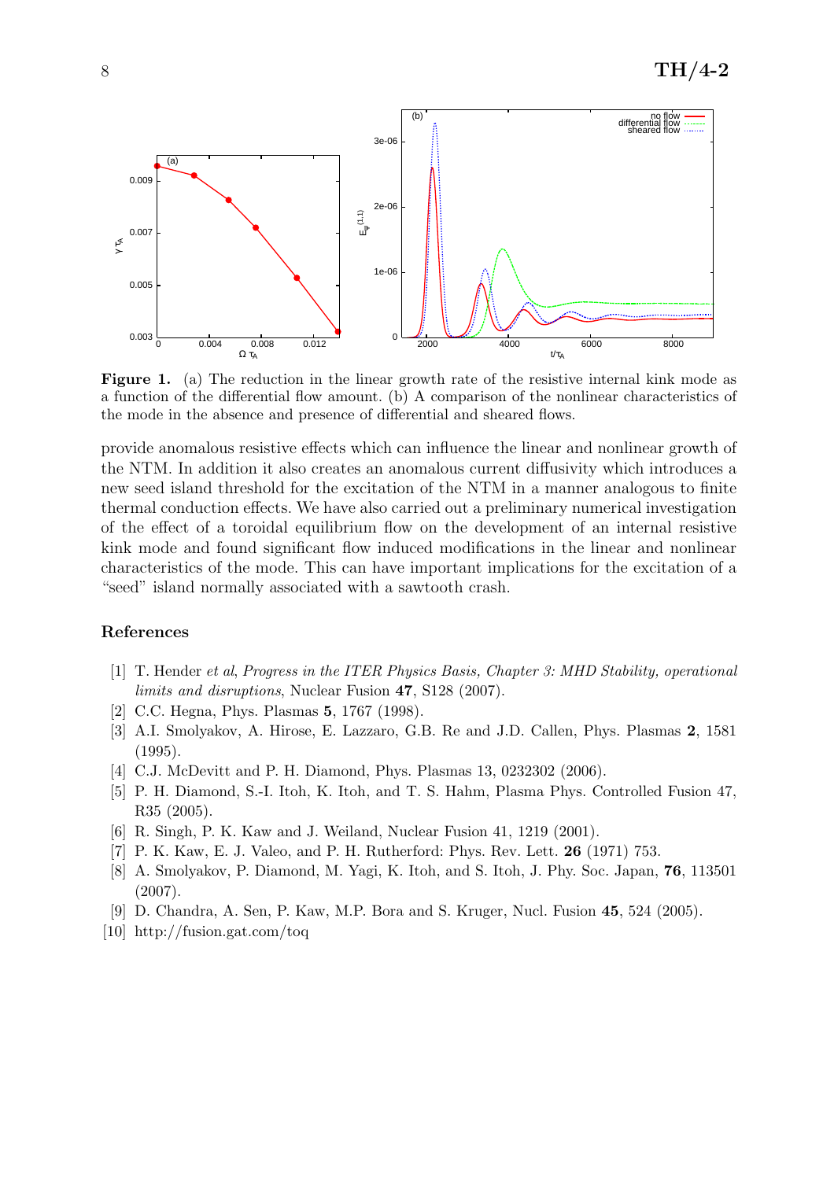(a)

0.009

0.007

0.005

0.003

$\gamma\,\tau_A$

0 0.004 0.008 0.012

$\Omega\,\tau_A$

(b)

no flow
differential flow
sheared flow

3e-06

2e-06

1e-06

0

$E_\psi^{(1,1)}$

2000 4000 6000 8000

$t/\tau_A$

**Figure 1.** (a) The reduction in the linear growth rate of the resistive internal kink mode as a function of the differential flow amount. (b) A comparison of the nonlinear characteristics of the mode in the absence and presence of differential and sheared flows.

provide anomalous resistive effects which can influence the linear and nonlinear growth of the NTM. In addition it also creates an anomalous current diffusivity which introduces a new seed island threshold for the excitation of the NTM in a manner analogous to finite thermal conduction effects. We have also carried out a preliminary numerical investigation of the effect of a toroidal equilibrium flow on the development of an internal resistive kink mode and found significant flow induced modifications in the linear and nonlinear characteristics of the mode. This can have important implications for the excitation of a "seed" island normally associated with a sawtooth crash.

## References

[1] T. Hender *et al*, *Progress in the ITER Physics Basis, Chapter 3: MHD Stability, operational limits and disruptions*, Nuclear Fusion **47**, S128 (2007).

[2] C.C. Hegna, Phys. Plasmas **5**, 1767 (1998).

[3] A.I. Smolyakov, A. Hirose, E. Lazzaro, G.B. Re and J.D. Callen, Phys. Plasmas **2**, 1581 (1995).

[4] C.J. McDevitt and P. H. Diamond, Phys. Plasmas 13, 0232302 (2006).

[5] P. H. Diamond, S.-I. Itoh, K. Itoh, and T. S. Hahm, Plasma Phys. Controlled Fusion 47, R35 (2005).

[6] R. Singh, P. K. Kaw and J. Weiland, Nuclear Fusion 41, 1219 (2001).

[7] P. K. Kaw, E. J. Valeo, and P. H. Rutherford: Phys. Rev. Lett. **26** (1971) 753.

[8] A. Smolyakov, P. Diamond, M. Yagi, K. Itoh, and S. Itoh, J. Phy. Soc. Japan, **76**, 113501 (2007).

[9] D. Chandra, A. Sen, P. Kaw, M.P. Bora and S. Kruger, Nucl. Fusion **45**, 524 (2005).

[10] http://fusion.gat.com/toq